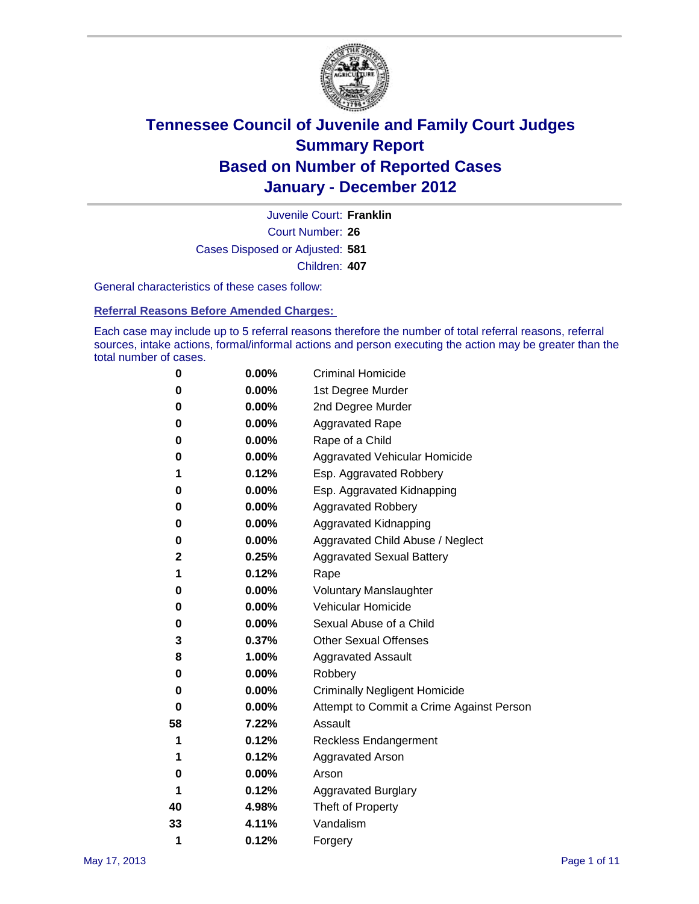# Tennessee Council of Juvenile and Family Court Judges
## Summary Report
## Based on Number of Reported Cases
## January - December 2012

Juvenile Court: **Franklin**

Court Number: **26**

Cases Disposed or Adjusted: **581**

Children: **407**

General characteristics of these cases follow:

### Referral Reasons Before Amended Charges:

Each case may include up to 5 referral reasons therefore the number of total referral reasons, referral sources, intake actions, formal/informal actions and person executing the action may be greater than the total number of cases.

| | | |
|---|---|---|
| 0 | 0.00% | Criminal Homicide |
| 0 | 0.00% | 1st Degree Murder |
| 0 | 0.00% | 2nd Degree Murder |
| 0 | 0.00% | Aggravated Rape |
| 0 | 0.00% | Rape of a Child |
| 0 | 0.00% | Aggravated Vehicular Homicide |
| 1 | 0.12% | Esp. Aggravated Robbery |
| 0 | 0.00% | Esp. Aggravated Kidnapping |
| 0 | 0.00% | Aggravated Robbery |
| 0 | 0.00% | Aggravated Kidnapping |
| 0 | 0.00% | Aggravated Child Abuse / Neglect |
| 2 | 0.25% | Aggravated Sexual Battery |
| 1 | 0.12% | Rape |
| 0 | 0.00% | Voluntary Manslaughter |
| 0 | 0.00% | Vehicular Homicide |
| 0 | 0.00% | Sexual Abuse of a Child |
| 3 | 0.37% | Other Sexual Offenses |
| 8 | 1.00% | Aggravated Assault |
| 0 | 0.00% | Robbery |
| 0 | 0.00% | Criminally Negligent Homicide |
| 0 | 0.00% | Attempt to Commit a Crime Against Person |
| 58 | 7.22% | Assault |
| 1 | 0.12% | Reckless Endangerment |
| 1 | 0.12% | Aggravated Arson |
| 0 | 0.00% | Arson |
| 1 | 0.12% | Aggravated Burglary |
| 40 | 4.98% | Theft of Property |
| 33 | 4.11% | Vandalism |
| 1 | 0.12% | Forgery |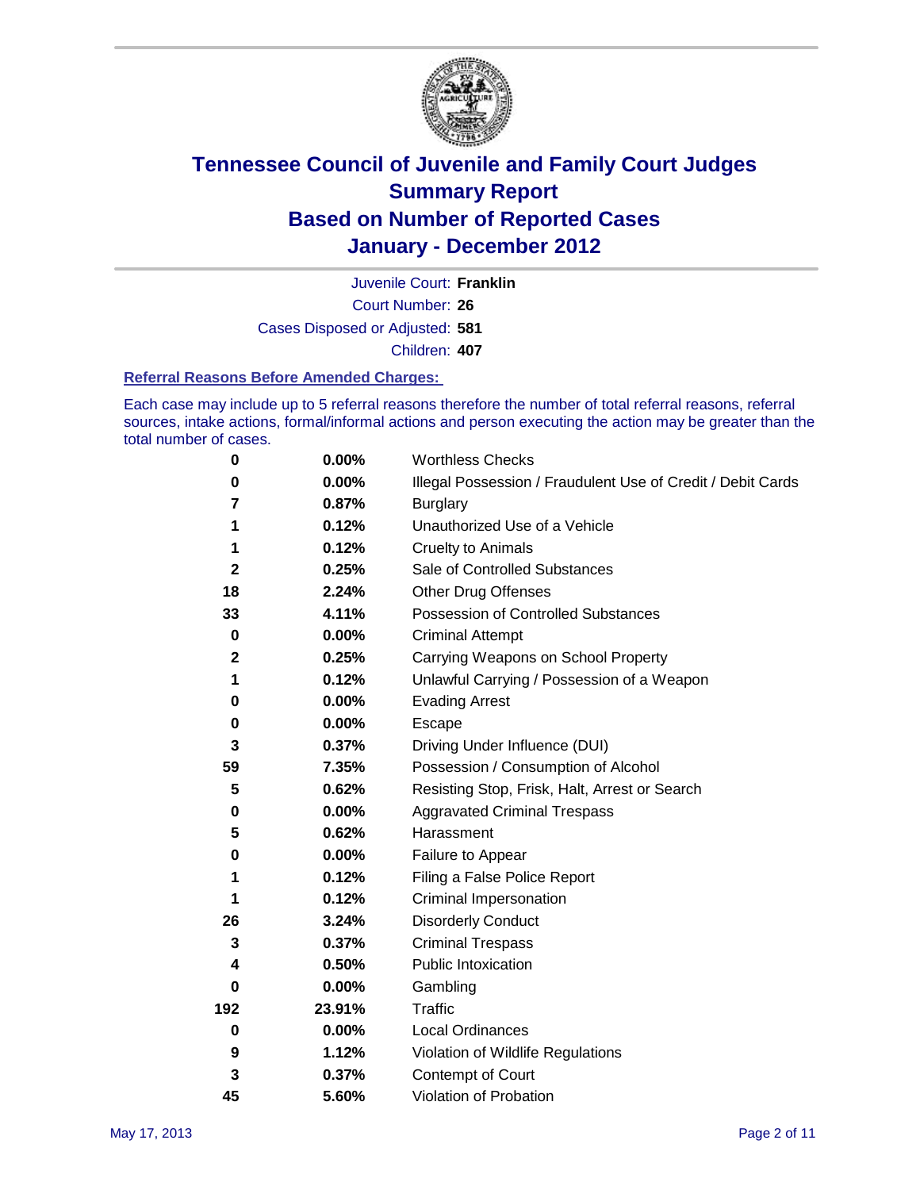# Tennessee Council of Juvenile and Family Court Judges
# Summary Report
# Based on Number of Reported Cases
# January - December 2012

Juvenile Court: **Franklin**
Court Number: **26**
Cases Disposed or Adjusted: **581**
Children: **407**

### Referral Reasons Before Amended Charges:

Each case may include up to 5 referral reasons therefore the number of total referral reasons, referral sources, intake actions, formal/informal actions and person executing the action may be greater than the total number of cases.

| | | |
|---|---|---|
| 0 | 0.00% | Worthless Checks |
| 0 | 0.00% | Illegal Possession / Fraudulent Use of Credit / Debit Cards |
| 7 | 0.87% | Burglary |
| 1 | 0.12% | Unauthorized Use of a Vehicle |
| 1 | 0.12% | Cruelty to Animals |
| 2 | 0.25% | Sale of Controlled Substances |
| 18 | 2.24% | Other Drug Offenses |
| 33 | 4.11% | Possession of Controlled Substances |
| 0 | 0.00% | Criminal Attempt |
| 2 | 0.25% | Carrying Weapons on School Property |
| 1 | 0.12% | Unlawful Carrying / Possession of a Weapon |
| 0 | 0.00% | Evading Arrest |
| 0 | 0.00% | Escape |
| 3 | 0.37% | Driving Under Influence (DUI) |
| 59 | 7.35% | Possession / Consumption of Alcohol |
| 5 | 0.62% | Resisting Stop, Frisk, Halt, Arrest or Search |
| 0 | 0.00% | Aggravated Criminal Trespass |
| 5 | 0.62% | Harassment |
| 0 | 0.00% | Failure to Appear |
| 1 | 0.12% | Filing a False Police Report |
| 1 | 0.12% | Criminal Impersonation |
| 26 | 3.24% | Disorderly Conduct |
| 3 | 0.37% | Criminal Trespass |
| 4 | 0.50% | Public Intoxication |
| 0 | 0.00% | Gambling |
| 192 | 23.91% | Traffic |
| 0 | 0.00% | Local Ordinances |
| 9 | 1.12% | Violation of Wildlife Regulations |
| 3 | 0.37% | Contempt of Court |
| 45 | 5.60% | Violation of Probation |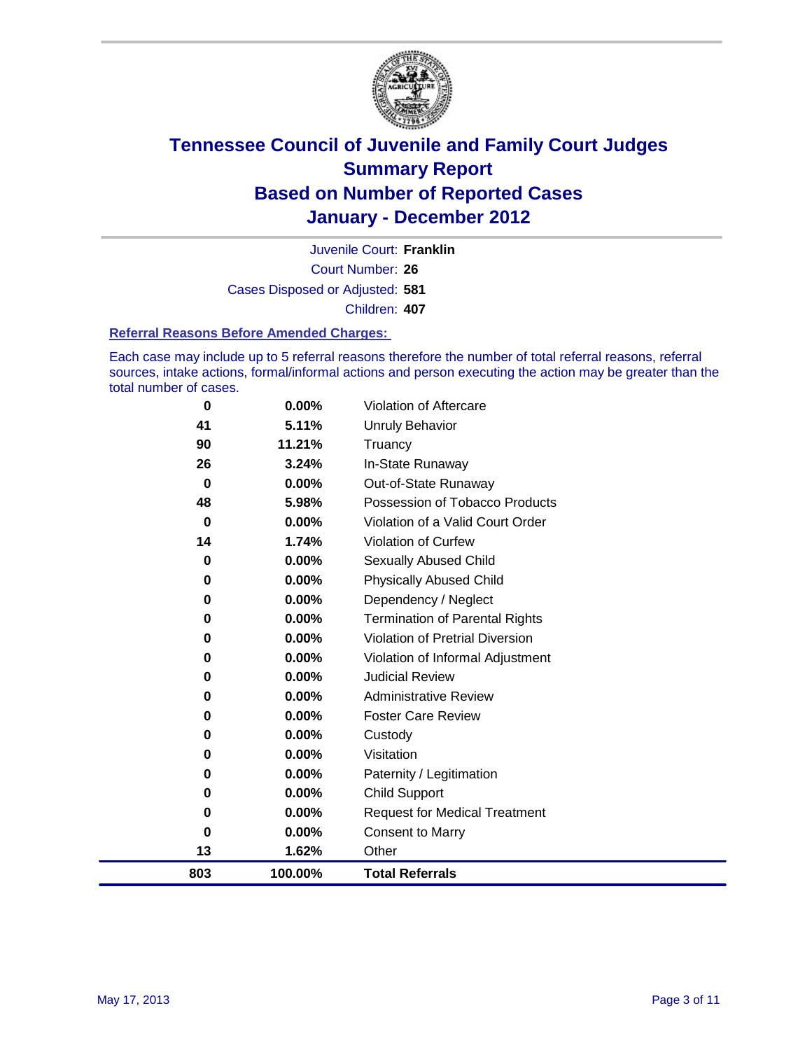# Tennessee Council of Juvenile and Family Court Judges
## Summary Report
## Based on Number of Reported Cases
## January - December 2012

Juvenile Court: **Franklin**

Court Number: **26**

Cases Disposed or Adjusted: **581**

Children: **407**

### Referral Reasons Before Amended Charges:

Each case may include up to 5 referral reasons therefore the number of total referral reasons, referral sources, intake actions, formal/informal actions and person executing the action may be greater than the total number of cases.

| Count | Percent | Referral Reason |
|---|---|---|
| 0 | 0.00% | Violation of Aftercare |
| 41 | 5.11% | Unruly Behavior |
| 90 | 11.21% | Truancy |
| 26 | 3.24% | In-State Runaway |
| 0 | 0.00% | Out-of-State Runaway |
| 48 | 5.98% | Possession of Tobacco Products |
| 0 | 0.00% | Violation of a Valid Court Order |
| 14 | 1.74% | Violation of Curfew |
| 0 | 0.00% | Sexually Abused Child |
| 0 | 0.00% | Physically Abused Child |
| 0 | 0.00% | Dependency / Neglect |
| 0 | 0.00% | Termination of Parental Rights |
| 0 | 0.00% | Violation of Pretrial Diversion |
| 0 | 0.00% | Violation of Informal Adjustment |
| 0 | 0.00% | Judicial Review |
| 0 | 0.00% | Administrative Review |
| 0 | 0.00% | Foster Care Review |
| 0 | 0.00% | Custody |
| 0 | 0.00% | Visitation |
| 0 | 0.00% | Paternity / Legitimation |
| 0 | 0.00% | Child Support |
| 0 | 0.00% | Request for Medical Treatment |
| 0 | 0.00% | Consent to Marry |
| 13 | 1.62% | Other |
| **803** | **100.00%** | **Total Referrals** |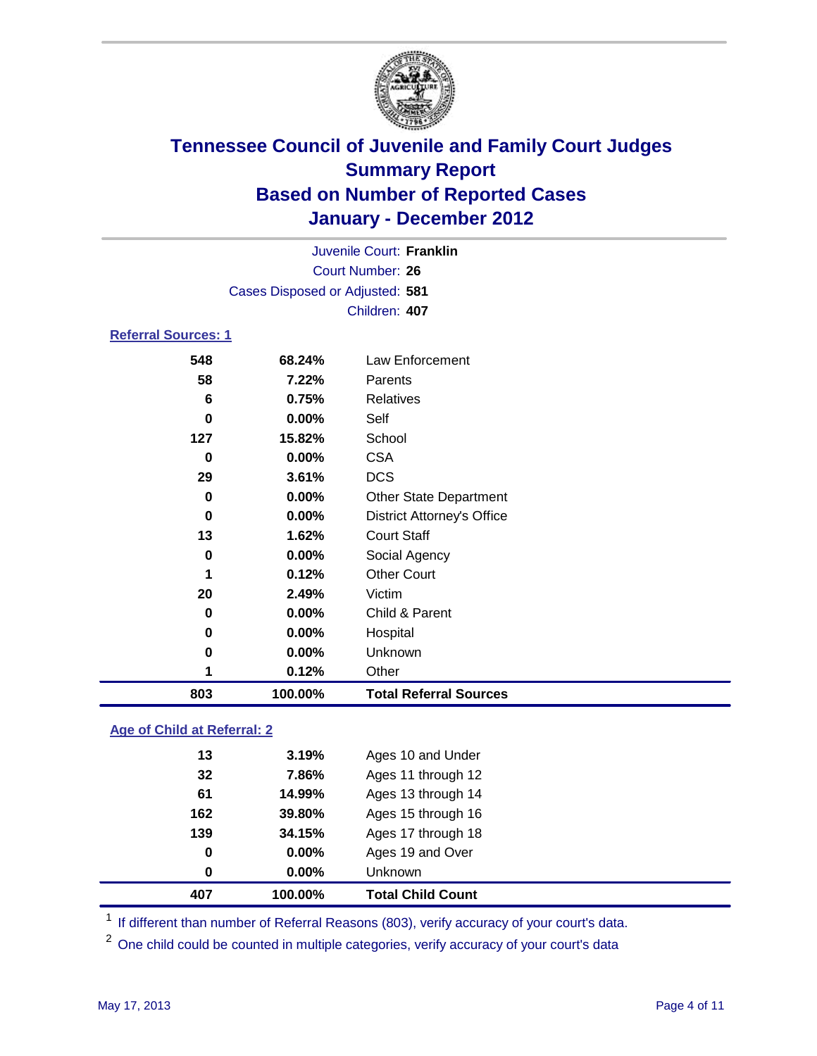# Tennessee Council of Juvenile and Family Court Judges
## Summary Report
## Based on Number of Reported Cases
## January - December 2012

Juvenile Court: **Franklin**
Court Number: **26**
Cases Disposed or Adjusted: **581**
Children: **407**

### Referral Sources: 1

| | | |
|---|---|---|
| 548 | 68.24% | Law Enforcement |
| 58 | 7.22% | Parents |
| 6 | 0.75% | Relatives |
| 0 | 0.00% | Self |
| 127 | 15.82% | School |
| 0 | 0.00% | CSA |
| 29 | 3.61% | DCS |
| 0 | 0.00% | Other State Department |
| 0 | 0.00% | District Attorney's Office |
| 13 | 1.62% | Court Staff |
| 0 | 0.00% | Social Agency |
| 1 | 0.12% | Other Court |
| 20 | 2.49% | Victim |
| 0 | 0.00% | Child & Parent |
| 0 | 0.00% | Hospital |
| 0 | 0.00% | Unknown |
| 1 | 0.12% | Other |
| **803** | **100.00%** | **Total Referral Sources** |

### Age of Child at Referral: 2

| | | |
|---|---|---|
| 13 | 3.19% | Ages 10 and Under |
| 32 | 7.86% | Ages 11 through 12 |
| 61 | 14.99% | Ages 13 through 14 |
| 162 | 39.80% | Ages 15 through 16 |
| 139 | 34.15% | Ages 17 through 18 |
| 0 | 0.00% | Ages 19 and Over |
| 0 | 0.00% | Unknown |
| **407** | **100.00%** | **Total Child Count** |

[1] If different than number of Referral Reasons (803), verify accuracy of your court's data.

[2] One child could be counted in multiple categories, verify accuracy of your court's data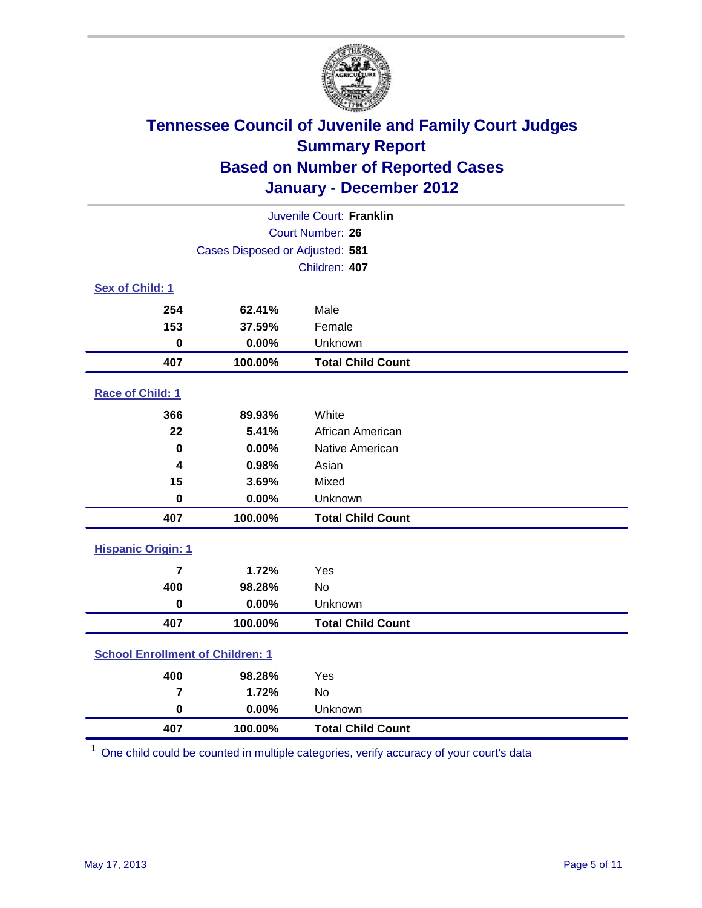# Tennessee Council of Juvenile and Family Court Judges
## Summary Report
## Based on Number of Reported Cases
## January - December 2012

Juvenile Court: **Franklin**
Court Number: **26**
Cases Disposed or Adjusted: **581**
Children: **407**

### Sex of Child: 1

| Count | Percent | Category |
|---|---|---|
| 254 | 62.41% | Male |
| 153 | 37.59% | Female |
| 0 | 0.00% | Unknown |
| **407** | **100.00%** | **Total Child Count** |

### Race of Child: 1

| Count | Percent | Category |
|---|---|---|
| 366 | 89.93% | White |
| 22 | 5.41% | African American |
| 0 | 0.00% | Native American |
| 4 | 0.98% | Asian |
| 15 | 3.69% | Mixed |
| 0 | 0.00% | Unknown |
| **407** | **100.00%** | **Total Child Count** |

### Hispanic Origin: 1

| Count | Percent | Category |
|---|---|---|
| 7 | 1.72% | Yes |
| 400 | 98.28% | No |
| 0 | 0.00% | Unknown |
| **407** | **100.00%** | **Total Child Count** |

### School Enrollment of Children: 1

| Count | Percent | Category |
|---|---|---|
| 400 | 98.28% | Yes |
| 7 | 1.72% | No |
| 0 | 0.00% | Unknown |
| **407** | **100.00%** | **Total Child Count** |

[1] One child could be counted in multiple categories, verify accuracy of your court's data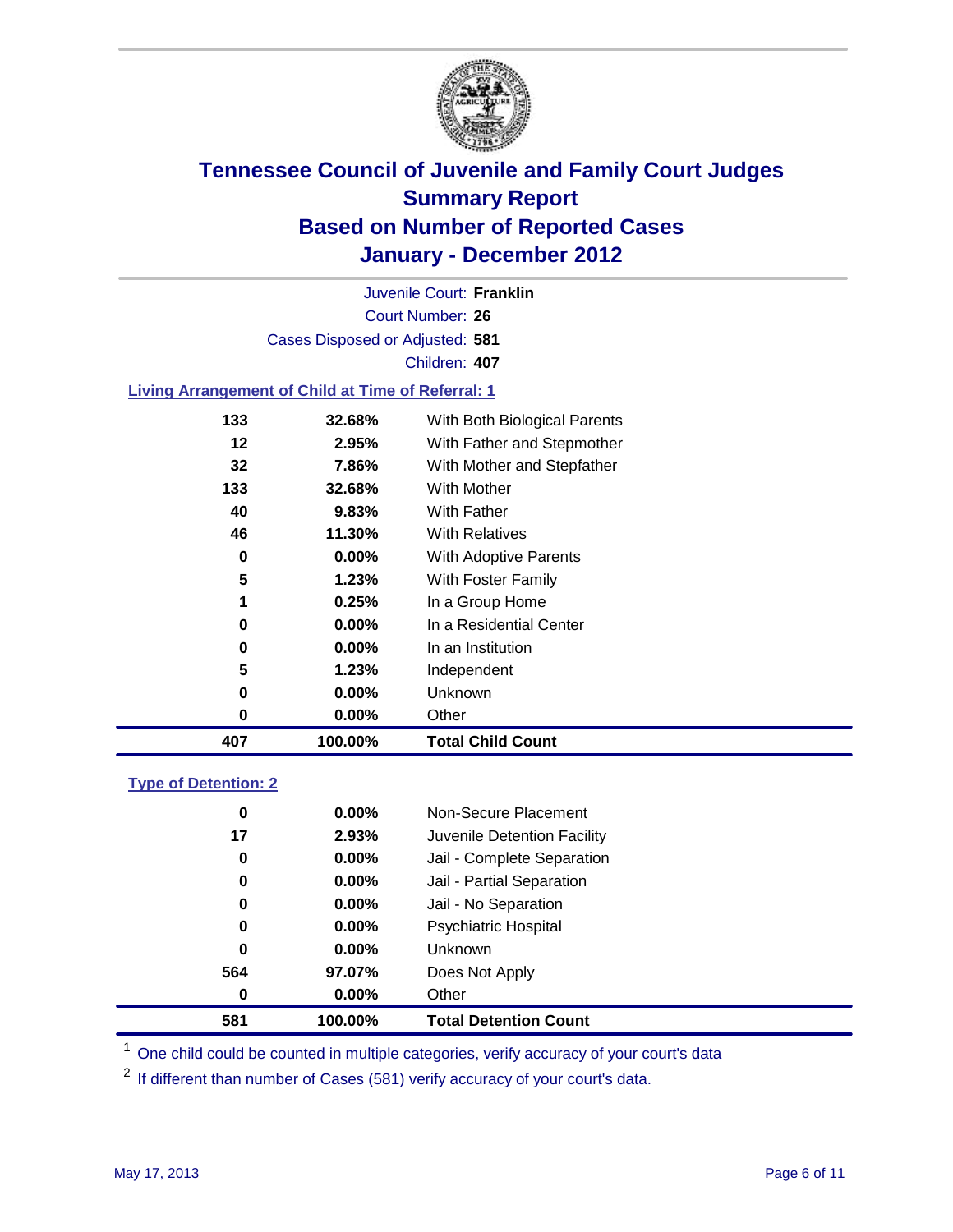# Tennessee Council of Juvenile and Family Court Judges
## Summary Report
## Based on Number of Reported Cases
## January - December 2012

Juvenile Court: **Franklin**

Court Number: **26**

Cases Disposed or Adjusted: **581**

Children: **407**

### Living Arrangement of Child at Time of Referral: 1

| | | |
|---|---|---|
| 133 | 32.68% | With Both Biological Parents |
| 12 | 2.95% | With Father and Stepmother |
| 32 | 7.86% | With Mother and Stepfather |
| 133 | 32.68% | With Mother |
| 40 | 9.83% | With Father |
| 46 | 11.30% | With Relatives |
| 0 | 0.00% | With Adoptive Parents |
| 5 | 1.23% | With Foster Family |
| 1 | 0.25% | In a Group Home |
| 0 | 0.00% | In a Residential Center |
| 0 | 0.00% | In an Institution |
| 5 | 1.23% | Independent |
| 0 | 0.00% | Unknown |
| 0 | 0.00% | Other |
| **407** | **100.00%** | **Total Child Count** |

### Type of Detention: 2

| | | |
|---|---|---|
| 0 | 0.00% | Non-Secure Placement |
| 17 | 2.93% | Juvenile Detention Facility |
| 0 | 0.00% | Jail - Complete Separation |
| 0 | 0.00% | Jail - Partial Separation |
| 0 | 0.00% | Jail - No Separation |
| 0 | 0.00% | Psychiatric Hospital |
| 0 | 0.00% | Unknown |
| 564 | 97.07% | Does Not Apply |
| 0 | 0.00% | Other |
| **581** | **100.00%** | **Total Detention Count** |

[1] One child could be counted in multiple categories, verify accuracy of your court's data

[2] If different than number of Cases (581) verify accuracy of your court's data.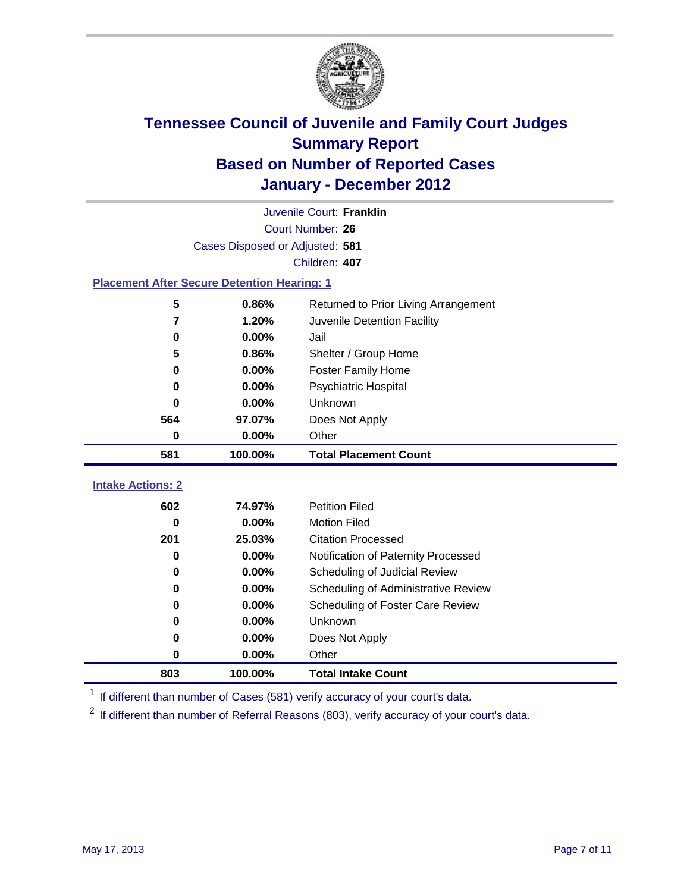# Tennessee Council of Juvenile and Family Court Judges
## Summary Report
## Based on Number of Reported Cases
## January - December 2012

Juvenile Court: **Franklin**
Court Number: **26**
Cases Disposed or Adjusted: **581**
Children: **407**

### Placement After Secure Detention Hearing: 1

| | | |
|---|---|---|
| 5 | 0.86% | Returned to Prior Living Arrangement |
| 7 | 1.20% | Juvenile Detention Facility |
| 0 | 0.00% | Jail |
| 5 | 0.86% | Shelter / Group Home |
| 0 | 0.00% | Foster Family Home |
| 0 | 0.00% | Psychiatric Hospital |
| 0 | 0.00% | Unknown |
| 564 | 97.07% | Does Not Apply |
| 0 | 0.00% | Other |
| **581** | **100.00%** | **Total Placement Count** |

### Intake Actions: 2

| | | |
|---|---|---|
| 602 | 74.97% | Petition Filed |
| 0 | 0.00% | Motion Filed |
| 201 | 25.03% | Citation Processed |
| 0 | 0.00% | Notification of Paternity Processed |
| 0 | 0.00% | Scheduling of Judicial Review |
| 0 | 0.00% | Scheduling of Administrative Review |
| 0 | 0.00% | Scheduling of Foster Care Review |
| 0 | 0.00% | Unknown |
| 0 | 0.00% | Does Not Apply |
| 0 | 0.00% | Other |
| **803** | **100.00%** | **Total Intake Count** |

[1] If different than number of Cases (581) verify accuracy of your court's data.

[2] If different than number of Referral Reasons (803), verify accuracy of your court's data.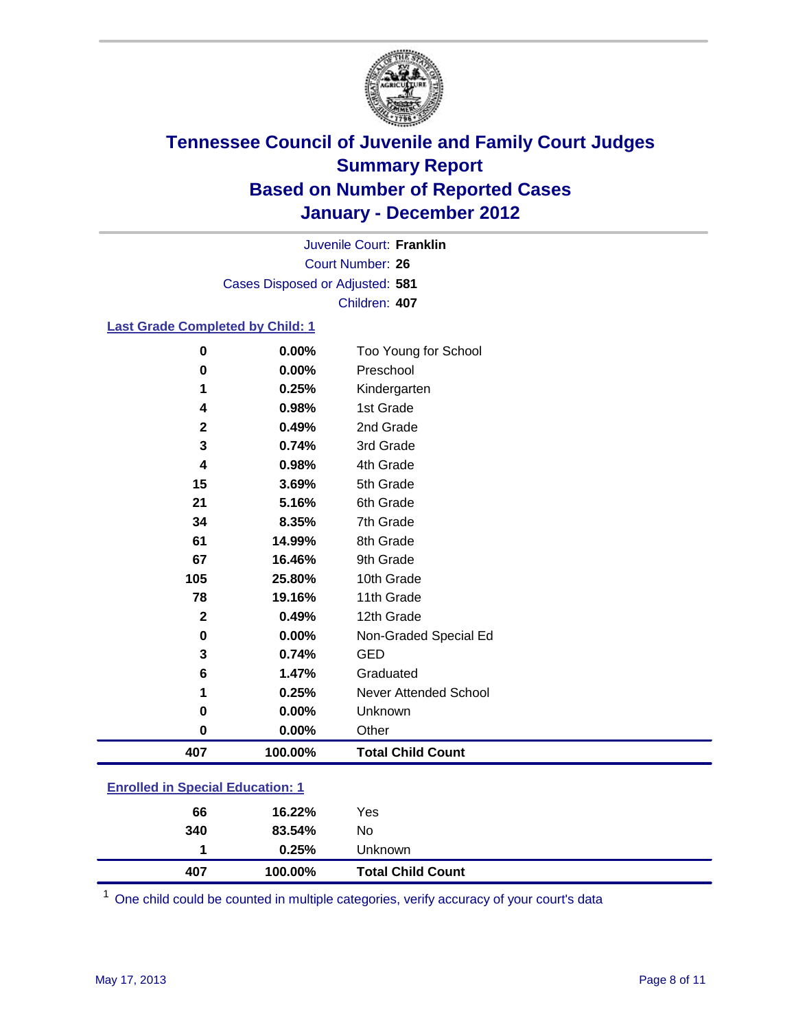# Tennessee Council of Juvenile and Family Court Judges
## Summary Report
## Based on Number of Reported Cases
## January - December 2012

Juvenile Court: **Franklin**
Court Number: **26**
Cases Disposed or Adjusted: **581**
Children: **407**

### Last Grade Completed by Child: 1

| Count | Percent | Category |
|---|---|---|
| 0 | 0.00% | Too Young for School |
| 0 | 0.00% | Preschool |
| 1 | 0.25% | Kindergarten |
| 4 | 0.98% | 1st Grade |
| 2 | 0.49% | 2nd Grade |
| 3 | 0.74% | 3rd Grade |
| 4 | 0.98% | 4th Grade |
| 15 | 3.69% | 5th Grade |
| 21 | 5.16% | 6th Grade |
| 34 | 8.35% | 7th Grade |
| 61 | 14.99% | 8th Grade |
| 67 | 16.46% | 9th Grade |
| 105 | 25.80% | 10th Grade |
| 78 | 19.16% | 11th Grade |
| 2 | 0.49% | 12th Grade |
| 0 | 0.00% | Non-Graded Special Ed |
| 3 | 0.74% | GED |
| 6 | 1.47% | Graduated |
| 1 | 0.25% | Never Attended School |
| 0 | 0.00% | Unknown |
| 0 | 0.00% | Other |
| **407** | **100.00%** | **Total Child Count** |

### Enrolled in Special Education: 1

| Count | Percent | Category |
|---|---|---|
| 66 | 16.22% | Yes |
| 340 | 83.54% | No |
| 1 | 0.25% | Unknown |
| **407** | **100.00%** | **Total Child Count** |

[1] One child could be counted in multiple categories, verify accuracy of your court's data

May 17, 2013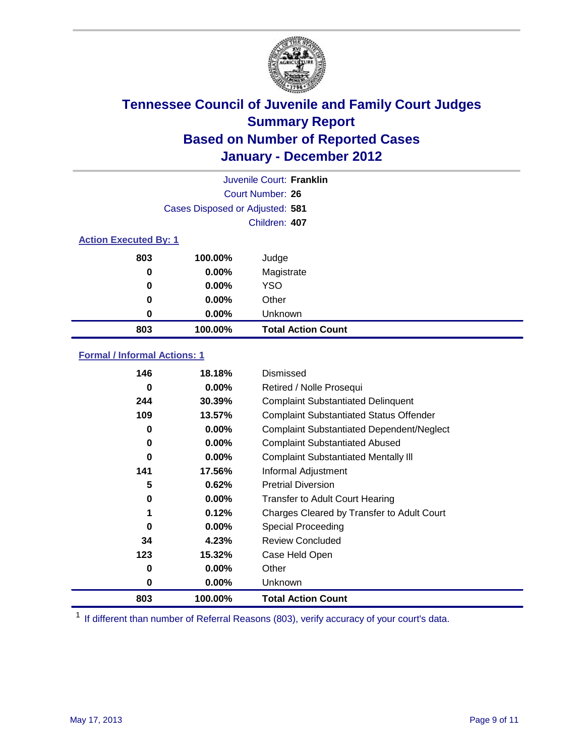# Tennessee Council of Juvenile and Family Court Judges
## Summary Report
## Based on Number of Reported Cases
## January - December 2012

Juvenile Court: **Franklin**

Court Number: **26**

Cases Disposed or Adjusted: **581**

Children: **407**

### Action Executed By: 1

| | | |
|---|---|---|
| 803 | 100.00% | Judge |
| 0 | 0.00% | Magistrate |
| 0 | 0.00% | YSO |
| 0 | 0.00% | Other |
| 0 | 0.00% | Unknown |
| **803** | **100.00%** | **Total Action Count** |

### Formal / Informal Actions: 1

| | | |
|---|---|---|
| 146 | 18.18% | Dismissed |
| 0 | 0.00% | Retired / Nolle Prosequi |
| 244 | 30.39% | Complaint Substantiated Delinquent |
| 109 | 13.57% | Complaint Substantiated Status Offender |
| 0 | 0.00% | Complaint Substantiated Dependent/Neglect |
| 0 | 0.00% | Complaint Substantiated Abused |
| 0 | 0.00% | Complaint Substantiated Mentally Ill |
| 141 | 17.56% | Informal Adjustment |
| 5 | 0.62% | Pretrial Diversion |
| 0 | 0.00% | Transfer to Adult Court Hearing |
| 1 | 0.12% | Charges Cleared by Transfer to Adult Court |
| 0 | 0.00% | Special Proceeding |
| 34 | 4.23% | Review Concluded |
| 123 | 15.32% | Case Held Open |
| 0 | 0.00% | Other |
| 0 | 0.00% | Unknown |
| **803** | **100.00%** | **Total Action Count** |

[1] If different than number of Referral Reasons (803), verify accuracy of your court's data.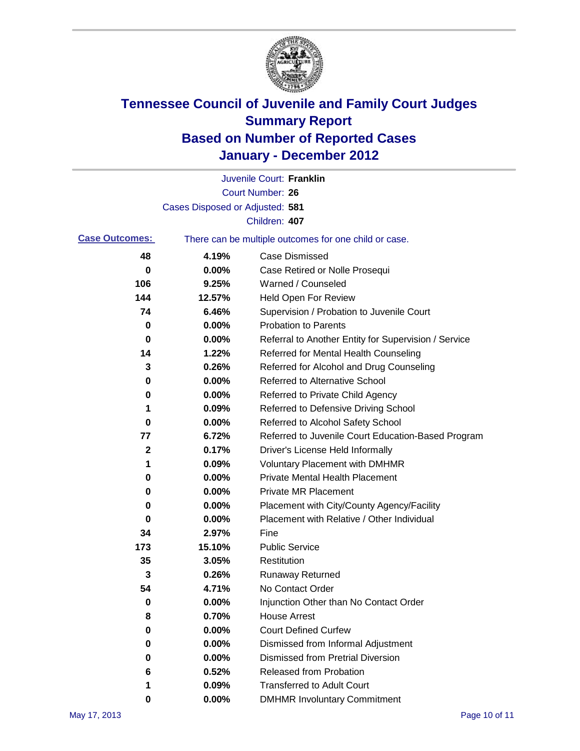# Tennessee Council of Juvenile and Family Court Judges
## Summary Report
## Based on Number of Reported Cases
## January - December 2012

Juvenile Court: **Franklin**

Court Number: **26**

Cases Disposed or Adjusted: **581**

Children: **407**

**Case Outcomes:** There can be multiple outcomes for one child or case.

| Count | Percent | Outcome |
|---|---|---|
| 48 | 4.19% | Case Dismissed |
| 0 | 0.00% | Case Retired or Nolle Prosequi |
| 106 | 9.25% | Warned / Counseled |
| 144 | 12.57% | Held Open For Review |
| 74 | 6.46% | Supervision / Probation to Juvenile Court |
| 0 | 0.00% | Probation to Parents |
| 0 | 0.00% | Referral to Another Entity for Supervision / Service |
| 14 | 1.22% | Referred for Mental Health Counseling |
| 3 | 0.26% | Referred for Alcohol and Drug Counseling |
| 0 | 0.00% | Referred to Alternative School |
| 0 | 0.00% | Referred to Private Child Agency |
| 1 | 0.09% | Referred to Defensive Driving School |
| 0 | 0.00% | Referred to Alcohol Safety School |
| 77 | 6.72% | Referred to Juvenile Court Education-Based Program |
| 2 | 0.17% | Driver's License Held Informally |
| 1 | 0.09% | Voluntary Placement with DMHMR |
| 0 | 0.00% | Private Mental Health Placement |
| 0 | 0.00% | Private MR Placement |
| 0 | 0.00% | Placement with City/County Agency/Facility |
| 0 | 0.00% | Placement with Relative / Other Individual |
| 34 | 2.97% | Fine |
| 173 | 15.10% | Public Service |
| 35 | 3.05% | Restitution |
| 3 | 0.26% | Runaway Returned |
| 54 | 4.71% | No Contact Order |
| 0 | 0.00% | Injunction Other than No Contact Order |
| 8 | 0.70% | House Arrest |
| 0 | 0.00% | Court Defined Curfew |
| 0 | 0.00% | Dismissed from Informal Adjustment |
| 0 | 0.00% | Dismissed from Pretrial Diversion |
| 6 | 0.52% | Released from Probation |
| 1 | 0.09% | Transferred to Adult Court |
| 0 | 0.00% | DMHMR Involuntary Commitment |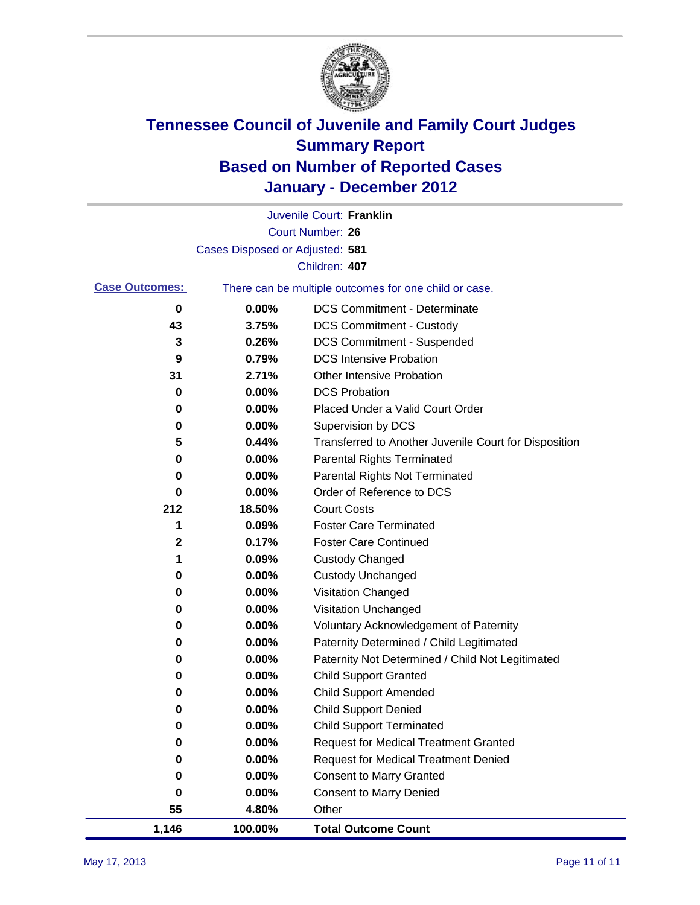# Tennessee Council of Juvenile and Family Court Judges
## Summary Report
## Based on Number of Reported Cases
## January - December 2012

Juvenile Court: **Franklin**
Court Number: **26**
Cases Disposed or Adjusted: **581**
Children: **407**

**Case Outcomes:** There can be multiple outcomes for one child or case.

| | | |
|---|---|---|
| 0 | 0.00% | DCS Commitment - Determinate |
| 43 | 3.75% | DCS Commitment - Custody |
| 3 | 0.26% | DCS Commitment - Suspended |
| 9 | 0.79% | DCS Intensive Probation |
| 31 | 2.71% | Other Intensive Probation |
| 0 | 0.00% | DCS Probation |
| 0 | 0.00% | Placed Under a Valid Court Order |
| 0 | 0.00% | Supervision by DCS |
| 5 | 0.44% | Transferred to Another Juvenile Court for Disposition |
| 0 | 0.00% | Parental Rights Terminated |
| 0 | 0.00% | Parental Rights Not Terminated |
| 0 | 0.00% | Order of Reference to DCS |
| 212 | 18.50% | Court Costs |
| 1 | 0.09% | Foster Care Terminated |
| 2 | 0.17% | Foster Care Continued |
| 1 | 0.09% | Custody Changed |
| 0 | 0.00% | Custody Unchanged |
| 0 | 0.00% | Visitation Changed |
| 0 | 0.00% | Visitation Unchanged |
| 0 | 0.00% | Voluntary Acknowledgement of Paternity |
| 0 | 0.00% | Paternity Determined / Child Legitimated |
| 0 | 0.00% | Paternity Not Determined / Child Not Legitimated |
| 0 | 0.00% | Child Support Granted |
| 0 | 0.00% | Child Support Amended |
| 0 | 0.00% | Child Support Denied |
| 0 | 0.00% | Child Support Terminated |
| 0 | 0.00% | Request for Medical Treatment Granted |
| 0 | 0.00% | Request for Medical Treatment Denied |
| 0 | 0.00% | Consent to Marry Granted |
| 0 | 0.00% | Consent to Marry Denied |
| 55 | 4.80% | Other |
| **1,146** | **100.00%** | **Total Outcome Count** |